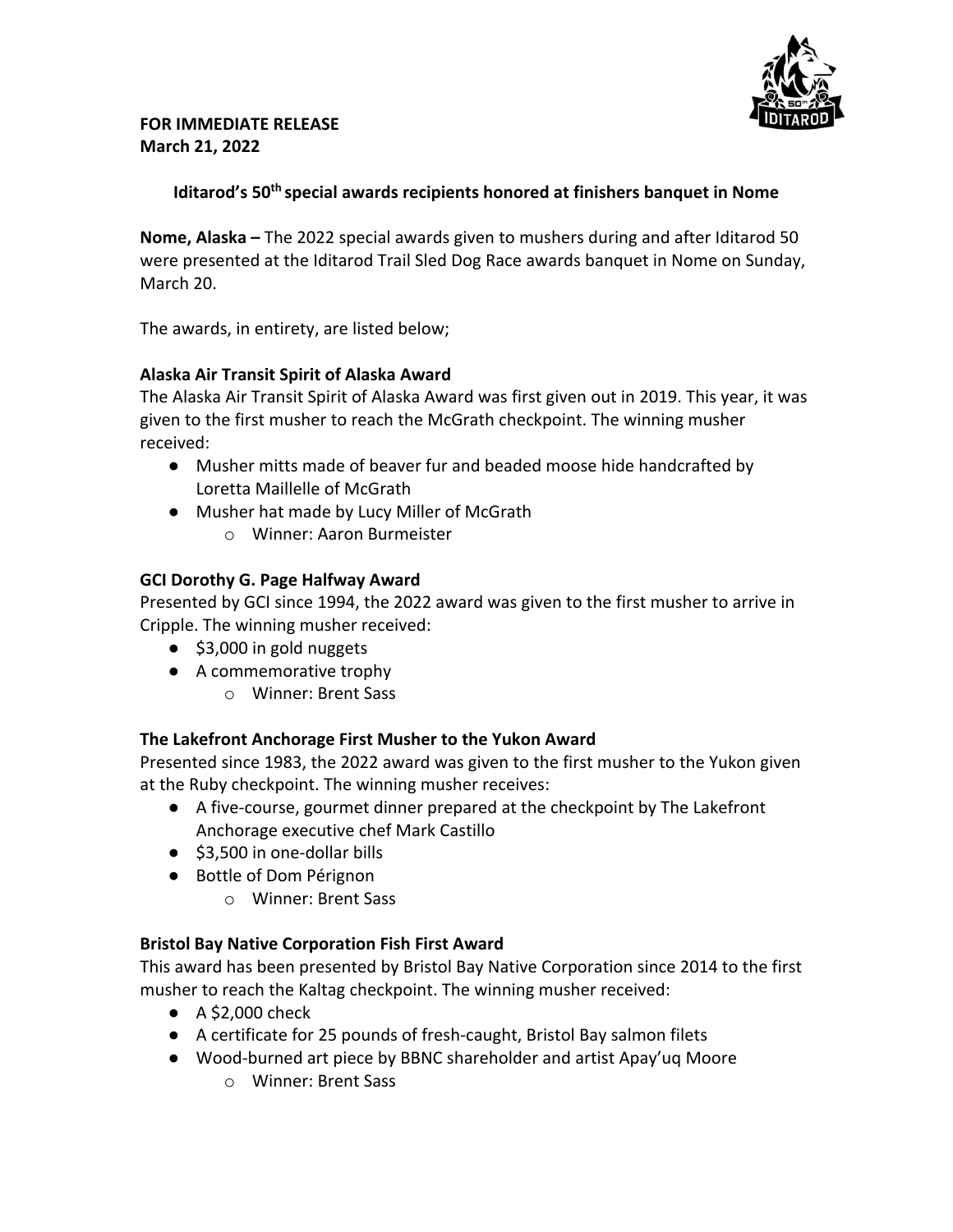**FOR IMMEDIATE RELEASE**
**March 21, 2022**

## Iditarod's 50th special awards recipients honored at finishers banquet in Nome

**Nome, Alaska –** The 2022 special awards given to mushers during and after Iditarod 50 were presented at the Iditarod Trail Sled Dog Race awards banquet in Nome on Sunday, March 20.

The awards, in entirety, are listed below;

### Alaska Air Transit Spirit of Alaska Award

The Alaska Air Transit Spirit of Alaska Award was first given out in 2019. This year, it was given to the first musher to reach the McGrath checkpoint. The winning musher received:

- Musher mitts made of beaver fur and beaded moose hide handcrafted by Loretta Maillelle of McGrath
- Musher hat made by Lucy Miller of McGrath
  - Winner: Aaron Burmeister

### GCI Dorothy G. Page Halfway Award

Presented by GCI since 1994, the 2022 award was given to the first musher to arrive in Cripple. The winning musher received:

- $3,000 in gold nuggets
- A commemorative trophy
  - Winner: Brent Sass

### The Lakefront Anchorage First Musher to the Yukon Award

Presented since 1983, the 2022 award was given to the first musher to the Yukon given at the Ruby checkpoint. The winning musher receives:

- A five-course, gourmet dinner prepared at the checkpoint by The Lakefront Anchorage executive chef Mark Castillo
- $3,500 in one-dollar bills
- Bottle of Dom Pérignon
  - Winner: Brent Sass

### Bristol Bay Native Corporation Fish First Award

This award has been presented by Bristol Bay Native Corporation since 2014 to the first musher to reach the Kaltag checkpoint. The winning musher received:

- A $2,000 check
- A certificate for 25 pounds of fresh-caught, Bristol Bay salmon filets
- Wood-burned art piece by BBNC shareholder and artist Apay'uq Moore
  - Winner: Brent Sass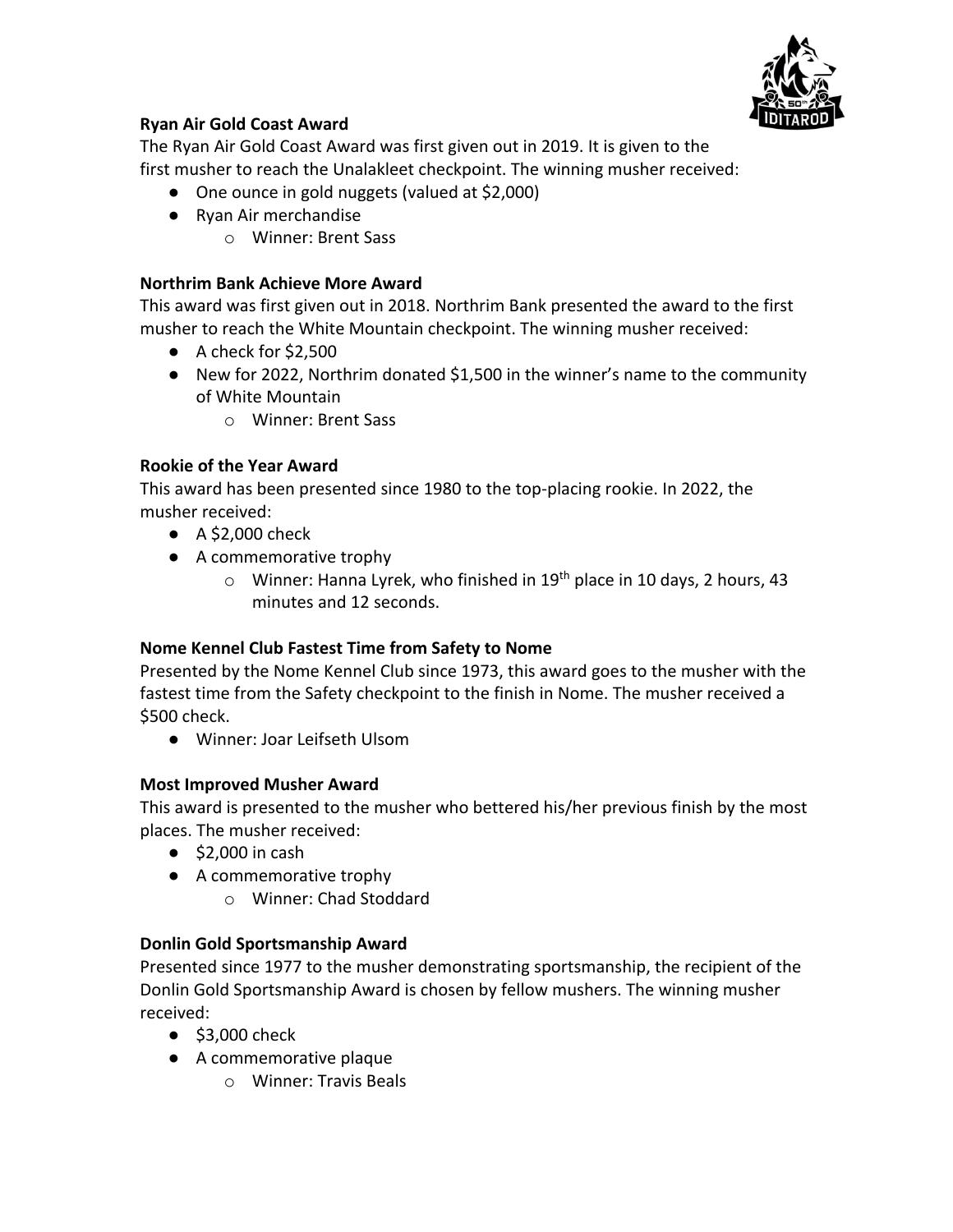### Ryan Air Gold Coast Award

The Ryan Air Gold Coast Award was first given out in 2019. It is given to the first musher to reach the Unalakleet checkpoint. The winning musher received:

- One ounce in gold nuggets (valued at $2,000)
- Ryan Air merchandise
  - Winner: Brent Sass

### Northrim Bank Achieve More Award

This award was first given out in 2018. Northrim Bank presented the award to the first musher to reach the White Mountain checkpoint. The winning musher received:

- A check for $2,500
- New for 2022, Northrim donated $1,500 in the winner's name to the community of White Mountain
  - Winner: Brent Sass

### Rookie of the Year Award

This award has been presented since 1980 to the top-placing rookie. In 2022, the musher received:

- A $2,000 check
- A commemorative trophy
  - Winner: Hanna Lyrek, who finished in 19th place in 10 days, 2 hours, 43 minutes and 12 seconds.

### Nome Kennel Club Fastest Time from Safety to Nome

Presented by the Nome Kennel Club since 1973, this award goes to the musher with the fastest time from the Safety checkpoint to the finish in Nome. The musher received a $500 check.

- Winner: Joar Leifseth Ulsom

### Most Improved Musher Award

This award is presented to the musher who bettered his/her previous finish by the most places. The musher received:

- $2,000 in cash
- A commemorative trophy
  - Winner: Chad Stoddard

### Donlin Gold Sportsmanship Award

Presented since 1977 to the musher demonstrating sportsmanship, the recipient of the Donlin Gold Sportsmanship Award is chosen by fellow mushers. The winning musher received:

- $3,000 check
- A commemorative plaque
  - Winner: Travis Beals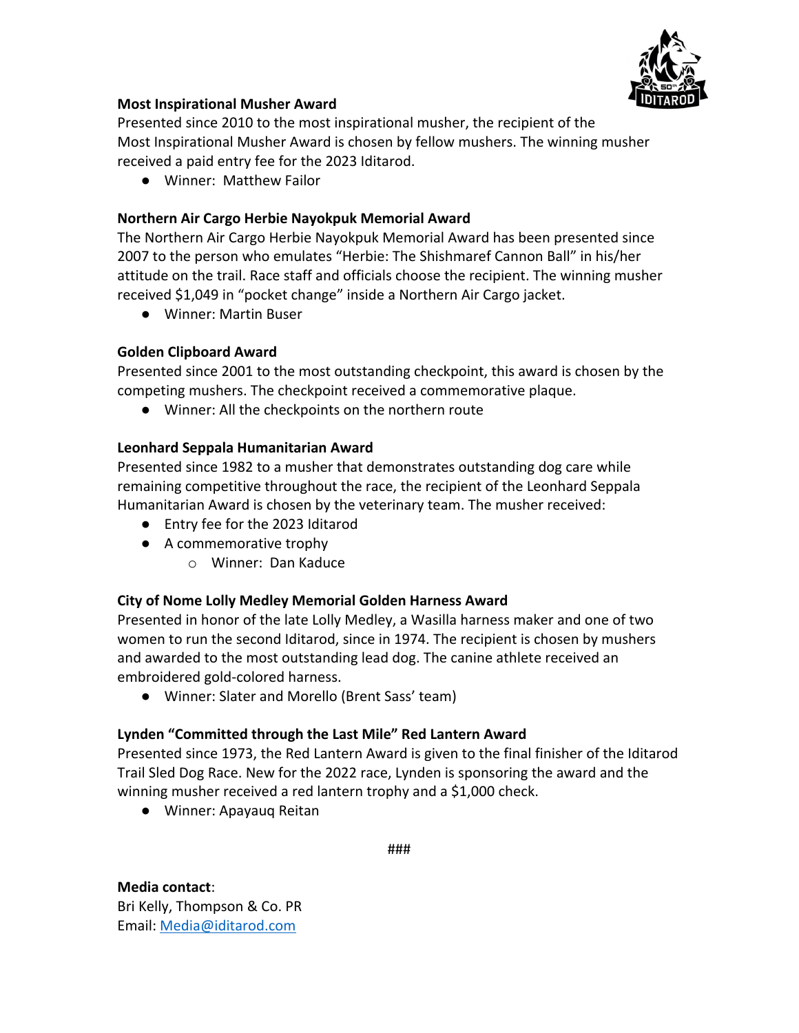**Most Inspirational Musher Award**

Presented since 2010 to the most inspirational musher, the recipient of the Most Inspirational Musher Award is chosen by fellow mushers. The winning musher received a paid entry fee for the 2023 Iditarod.

- Winner: Matthew Failor

**Northern Air Cargo Herbie Nayokpuk Memorial Award**

The Northern Air Cargo Herbie Nayokpuk Memorial Award has been presented since 2007 to the person who emulates "Herbie: The Shishmaref Cannon Ball" in his/her attitude on the trail. Race staff and officials choose the recipient. The winning musher received $1,049 in "pocket change" inside a Northern Air Cargo jacket.

- Winner: Martin Buser

**Golden Clipboard Award**

Presented since 2001 to the most outstanding checkpoint, this award is chosen by the competing mushers. The checkpoint received a commemorative plaque.

- Winner: All the checkpoints on the northern route

**Leonhard Seppala Humanitarian Award**

Presented since 1982 to a musher that demonstrates outstanding dog care while remaining competitive throughout the race, the recipient of the Leonhard Seppala Humanitarian Award is chosen by the veterinary team. The musher received:

- Entry fee for the 2023 Iditarod
- A commemorative trophy
  - Winner: Dan Kaduce

**City of Nome Lolly Medley Memorial Golden Harness Award**

Presented in honor of the late Lolly Medley, a Wasilla harness maker and one of two women to run the second Iditarod, since in 1974. The recipient is chosen by mushers and awarded to the most outstanding lead dog. The canine athlete received an embroidered gold-colored harness.

- Winner: Slater and Morello (Brent Sass' team)

**Lynden "Committed through the Last Mile" Red Lantern Award**

Presented since 1973, the Red Lantern Award is given to the final finisher of the Iditarod Trail Sled Dog Race. New for the 2022 race, Lynden is sponsoring the award and the winning musher received a red lantern trophy and a $1,000 check.

- Winner: Apayauq Reitan

###

**Media contact**:
Bri Kelly, Thompson & Co. PR
Email: Media@iditarod.com